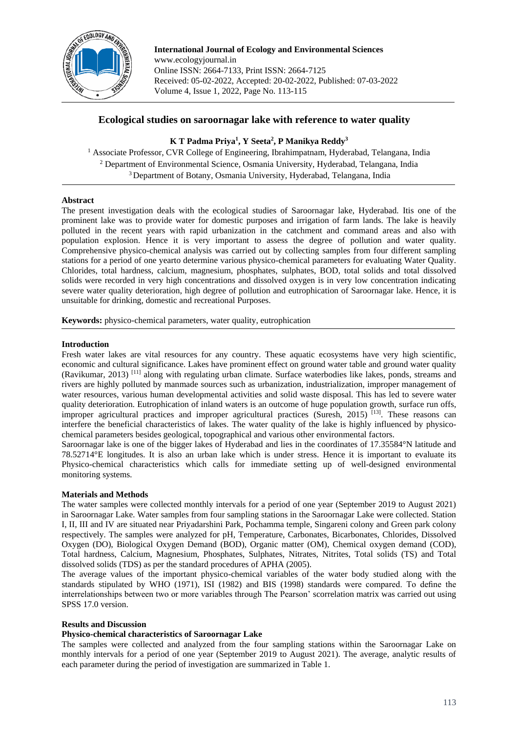# Ecological studies on saroornagar lake with reference to water quality

**K T Padma Priya[1], Y Seeta[2], P Manikya Reddy[3]**

[1] Associate Professor, CVR College of Engineering, Ibrahimpatnam, Hyderabad, Telangana, India
[2] Department of Environmental Science, Osmania University, Hyderabad, Telangana, India
[3] Department of Botany, Osmania University, Hyderabad, Telangana, India

## Abstract

The present investigation deals with the ecological studies of Saroornagar lake, Hyderabad. Itis one of the prominent lake was to provide water for domestic purposes and irrigation of farm lands. The lake is heavily polluted in the recent years with rapid urbanization in the catchment and command areas and also with population explosion. Hence it is very important to assess the degree of pollution and water quality. Comprehensive physico-chemical analysis was carried out by collecting samples from four different sampling stations for a period of one yearto determine various physico-chemical parameters for evaluating Water Quality. Chlorides, total hardness, calcium, magnesium, phosphates, sulphates, BOD, total solids and total dissolved solids were recorded in very high concentrations and dissolved oxygen is in very low concentration indicating severe water quality deterioration, high degree of pollution and eutrophication of Saroornagar lake. Hence, it is unsuitable for drinking, domestic and recreational Purposes.

**Keywords:** physico-chemical parameters, water quality, eutrophication

## Introduction

Fresh water lakes are vital resources for any country. These aquatic ecosystems have very high scientific, economic and cultural significance. Lakes have prominent effect on ground water table and ground water quality (Ravikumar, 2013) [11] along with regulating urban climate. Surface waterbodies like lakes, ponds, streams and rivers are highly polluted by manmade sources such as urbanization, industrialization, improper management of water resources, various human developmental activities and solid waste disposal. This has led to severe water quality deterioration. Eutrophication of inland waters is an outcome of huge population growth, surface run offs, improper agricultural practices and improper agricultural practices (Suresh, 2015) [13]. These reasons can interfere the beneficial characteristics of lakes. The water quality of the lake is highly influenced by physico-chemical parameters besides geological, topographical and various other environmental factors.

Saroornagar lake is one of the bigger lakes of Hyderabad and lies in the coordinates of 17.35584°N latitude and 78.52714°E longitudes. It is also an urban lake which is under stress. Hence it is important to evaluate its Physico-chemical characteristics which calls for immediate setting up of well-designed environmental monitoring systems.

## Materials and Methods

The water samples were collected monthly intervals for a period of one year (September 2019 to August 2021) in Saroornagar Lake. Water samples from four sampling stations in the Saroornagar Lake were collected. Station I, II, III and IV are situated near Priyadarshini Park, Pochamma temple, Singareni colony and Green park colony respectively. The samples were analyzed for pH, Temperature, Carbonates, Bicarbonates, Chlorides, Dissolved Oxygen (DO), Biological Oxygen Demand (BOD), Organic matter (OM), Chemical oxygen demand (COD), Total hardness, Calcium, Magnesium, Phosphates, Sulphates, Nitrates, Nitrites, Total solids (TS) and Total dissolved solids (TDS) as per the standard procedures of APHA (2005).

The average values of the important physico-chemical variables of the water body studied along with the standards stipulated by WHO (1971), ISI (1982) and BIS (1998) standards were compared. To define the interrelationships between two or more variables through The Pearson' scorrelation matrix was carried out using SPSS 17.0 version.

## Results and Discussion

### Physico-chemical characteristics of Saroornagar Lake

The samples were collected and analyzed from the four sampling stations within the Saroornagar Lake on monthly intervals for a period of one year (September 2019 to August 2021). The average, analytic results of each parameter during the period of investigation are summarized in Table 1.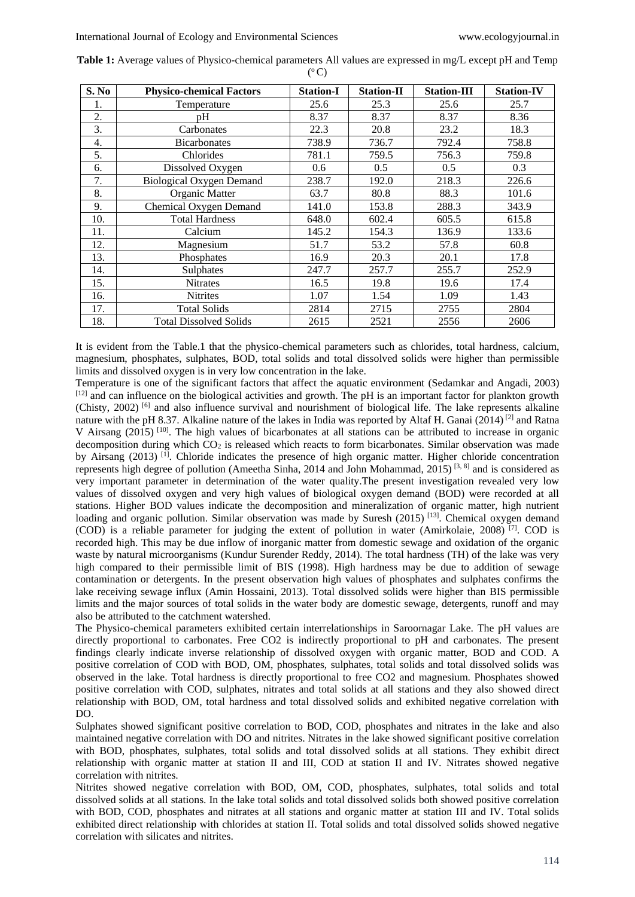**Table 1:** Average values of Physico-chemical parameters All values are expressed in mg/L except pH and Temp (°C)

| S. No | Physico-chemical Factors | Station-I | Station-II | Station-III | Station-IV |
|---|---|---|---|---|---|
| 1. | Temperature | 25.6 | 25.3 | 25.6 | 25.7 |
| 2. | pH | 8.37 | 8.37 | 8.37 | 8.36 |
| 3. | Carbonates | 22.3 | 20.8 | 23.2 | 18.3 |
| 4. | Bicarbonates | 738.9 | 736.7 | 792.4 | 758.8 |
| 5. | Chlorides | 781.1 | 759.5 | 756.3 | 759.8 |
| 6. | Dissolved Oxygen | 0.6 | 0.5 | 0.5 | 0.3 |
| 7. | Biological Oxygen Demand | 238.7 | 192.0 | 218.3 | 226.6 |
| 8. | Organic Matter | 63.7 | 80.8 | 88.3 | 101.6 |
| 9. | Chemical Oxygen Demand | 141.0 | 153.8 | 288.3 | 343.9 |
| 10. | Total Hardness | 648.0 | 602.4 | 605.5 | 615.8 |
| 11. | Calcium | 145.2 | 154.3 | 136.9 | 133.6 |
| 12. | Magnesium | 51.7 | 53.2 | 57.8 | 60.8 |
| 13. | Phosphates | 16.9 | 20.3 | 20.1 | 17.8 |
| 14. | Sulphates | 247.7 | 257.7 | 255.7 | 252.9 |
| 15. | Nitrates | 16.5 | 19.8 | 19.6 | 17.4 |
| 16. | Nitrites | 1.07 | 1.54 | 1.09 | 1.43 |
| 17. | Total Solids | 2814 | 2715 | 2755 | 2804 |
| 18. | Total Dissolved Solids | 2615 | 2521 | 2556 | 2606 |

It is evident from the Table.1 that the physico-chemical parameters such as chlorides, total hardness, calcium, magnesium, phosphates, sulphates, BOD, total solids and total dissolved solids were higher than permissible limits and dissolved oxygen is in very low concentration in the lake.

Temperature is one of the significant factors that affect the aquatic environment (Sedamkar and Angadi, 2003) [12] and can influence on the biological activities and growth. The pH is an important factor for plankton growth (Chisty, 2002) [6] and also influence survival and nourishment of biological life. The lake represents alkaline nature with the pH 8.37. Alkaline nature of the lakes in India was reported by Altaf H. Ganai (2014) [2] and Ratna V Airsang (2015) [10]. The high values of bicarbonates at all stations can be attributed to increase in organic decomposition during which $CO_2$ is released which reacts to form bicarbonates. Similar observation was made by Airsang (2013) [1]. Chloride indicates the presence of high organic matter. Higher chloride concentration represents high degree of pollution (Ameetha Sinha, 2014 and John Mohammad, 2015) [3, 8] and is considered as very important parameter in determination of the water quality.The present investigation revealed very low values of dissolved oxygen and very high values of biological oxygen demand (BOD) were recorded at all stations. Higher BOD values indicate the decomposition and mineralization of organic matter, high nutrient loading and organic pollution. Similar observation was made by Suresh (2015) [13]. Chemical oxygen demand (COD) is a reliable parameter for judging the extent of pollution in water (Amirkolaie, 2008) [7]. COD is recorded high. This may be due inflow of inorganic matter from domestic sewage and oxidation of the organic waste by natural microorganisms (Kundur Surender Reddy, 2014). The total hardness (TH) of the lake was very high compared to their permissible limit of BIS (1998). High hardness may be due to addition of sewage contamination or detergents. In the present observation high values of phosphates and sulphates confirms the lake receiving sewage influx (Amin Hossaini, 2013). Total dissolved solids were higher than BIS permissible limits and the major sources of total solids in the water body are domestic sewage, detergents, runoff and may also be attributed to the catchment watershed.

The Physico-chemical parameters exhibited certain interrelationships in Saroornagar Lake. The pH values are directly proportional to carbonates. Free CO2 is indirectly proportional to pH and carbonates. The present findings clearly indicate inverse relationship of dissolved oxygen with organic matter, BOD and COD. A positive correlation of COD with BOD, OM, phosphates, sulphates, total solids and total dissolved solids was observed in the lake. Total hardness is directly proportional to free CO2 and magnesium. Phosphates showed positive correlation with COD, sulphates, nitrates and total solids at all stations and they also showed direct relationship with BOD, OM, total hardness and total dissolved solids and exhibited negative correlation with DO.

Sulphates showed significant positive correlation to BOD, COD, phosphates and nitrates in the lake and also maintained negative correlation with DO and nitrites. Nitrates in the lake showed significant positive correlation with BOD, phosphates, sulphates, total solids and total dissolved solids at all stations. They exhibit direct relationship with organic matter at station II and III, COD at station II and IV. Nitrates showed negative correlation with nitrites.

Nitrites showed negative correlation with BOD, OM, COD, phosphates, sulphates, total solids and total dissolved solids at all stations. In the lake total solids and total dissolved solids both showed positive correlation with BOD, COD, phosphates and nitrates at all stations and organic matter at station III and IV. Total solids exhibited direct relationship with chlorides at station II. Total solids and total dissolved solids showed negative correlation with silicates and nitrites.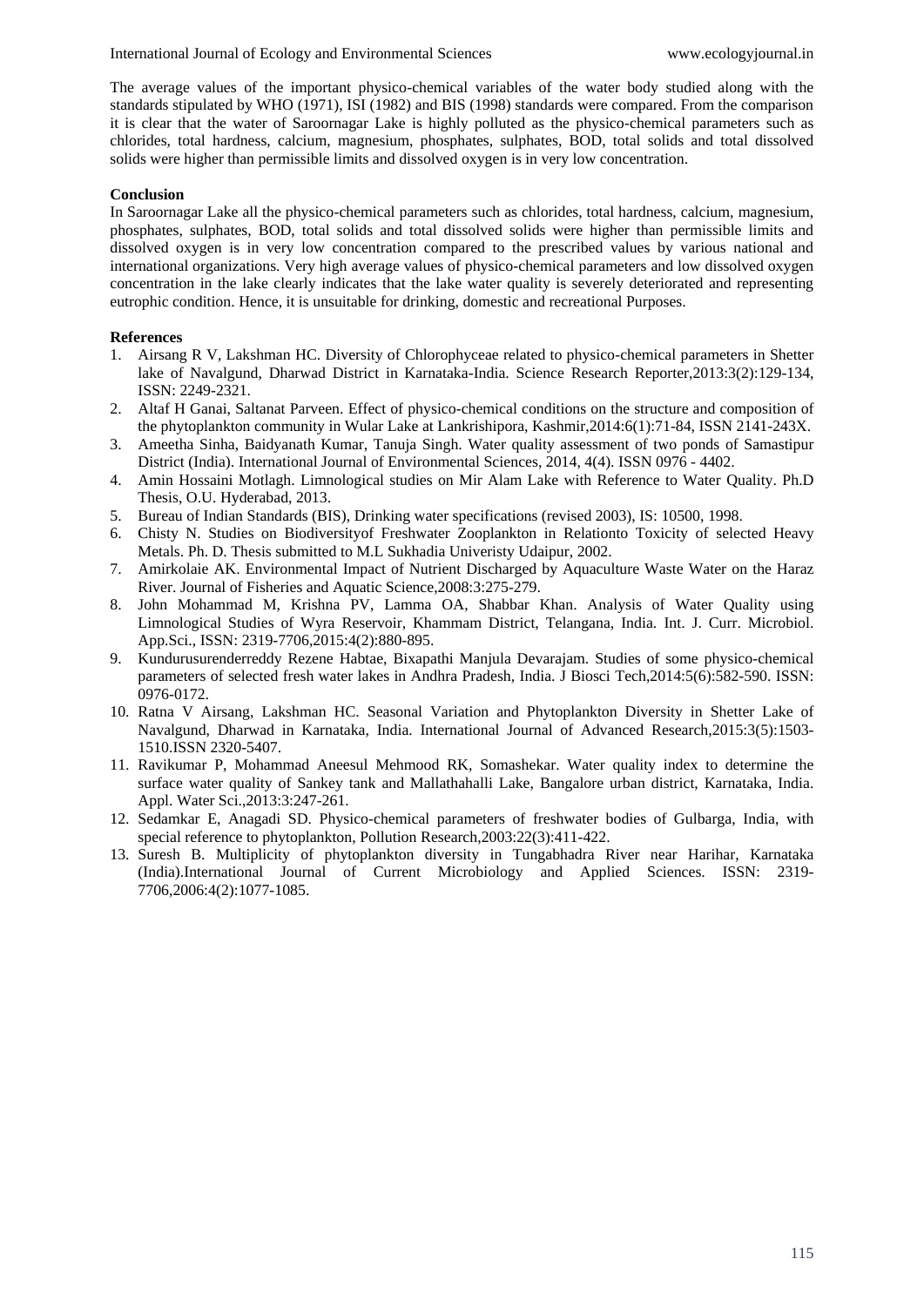The average values of the important physico-chemical variables of the water body studied along with the standards stipulated by WHO (1971), ISI (1982) and BIS (1998) standards were compared. From the comparison it is clear that the water of Saroornagar Lake is highly polluted as the physico-chemical parameters such as chlorides, total hardness, calcium, magnesium, phosphates, sulphates, BOD, total solids and total dissolved solids were higher than permissible limits and dissolved oxygen is in very low concentration.

## Conclusion

In Saroornagar Lake all the physico-chemical parameters such as chlorides, total hardness, calcium, magnesium, phosphates, sulphates, BOD, total solids and total dissolved solids were higher than permissible limits and dissolved oxygen is in very low concentration compared to the prescribed values by various national and international organizations. Very high average values of physico-chemical parameters and low dissolved oxygen concentration in the lake clearly indicates that the lake water quality is severely deteriorated and representing eutrophic condition. Hence, it is unsuitable for drinking, domestic and recreational Purposes.

## References

1. Airsang R V, Lakshman HC. Diversity of Chlorophyceae related to physico-chemical parameters in Shetter lake of Navalgund, Dharwad District in Karnataka-India. Science Research Reporter,2013:3(2):129-134, ISSN: 2249-2321.
2. Altaf H Ganai, Saltanat Parveen. Effect of physico-chemical conditions on the structure and composition of the phytoplankton community in Wular Lake at Lankrishipora, Kashmir,2014:6(1):71-84, ISSN 2141-243X.
3. Ameetha Sinha, Baidyanath Kumar, Tanuja Singh. Water quality assessment of two ponds of Samastipur District (India). International Journal of Environmental Sciences, 2014, 4(4). ISSN 0976 - 4402.
4. Amin Hossaini Motlagh. Limnological studies on Mir Alam Lake with Reference to Water Quality. Ph.D Thesis, O.U. Hyderabad, 2013.
5. Bureau of Indian Standards (BIS), Drinking water specifications (revised 2003), IS: 10500, 1998.
6. Chisty N. Studies on Biodiversityof Freshwater Zooplankton in Relationto Toxicity of selected Heavy Metals. Ph. D. Thesis submitted to M.L Sukhadia Univeristy Udaipur, 2002.
7. Amirkolaie AK. Environmental Impact of Nutrient Discharged by Aquaculture Waste Water on the Haraz River. Journal of Fisheries and Aquatic Science,2008:3:275-279.
8. John Mohammad M, Krishna PV, Lamma OA, Shabbar Khan. Analysis of Water Quality using Limnological Studies of Wyra Reservoir, Khammam District, Telangana, India. Int. J. Curr. Microbiol. App.Sci., ISSN: 2319-7706,2015:4(2):880-895.
9. Kundurusurenderreddy Rezene Habtae, Bixapathi Manjula Devarajam. Studies of some physico-chemical parameters of selected fresh water lakes in Andhra Pradesh, India. J Biosci Tech,2014:5(6):582-590. ISSN: 0976-0172.
10. Ratna V Airsang, Lakshman HC. Seasonal Variation and Phytoplankton Diversity in Shetter Lake of Navalgund, Dharwad in Karnataka, India. International Journal of Advanced Research,2015:3(5):1503-1510.ISSN 2320-5407.
11. Ravikumar P, Mohammad Aneesul Mehmood RK, Somashekar. Water quality index to determine the surface water quality of Sankey tank and Mallathahalli Lake, Bangalore urban district, Karnataka, India. Appl. Water Sci.,2013:3:247-261.
12. Sedamkar E, Anagadi SD. Physico-chemical parameters of freshwater bodies of Gulbarga, India, with special reference to phytoplankton, Pollution Research,2003:22(3):411-422.
13. Suresh B. Multiplicity of phytoplankton diversity in Tungabhadra River near Harihar, Karnataka (India).International Journal of Current Microbiology and Applied Sciences. ISSN: 2319-7706,2006:4(2):1077-1085.